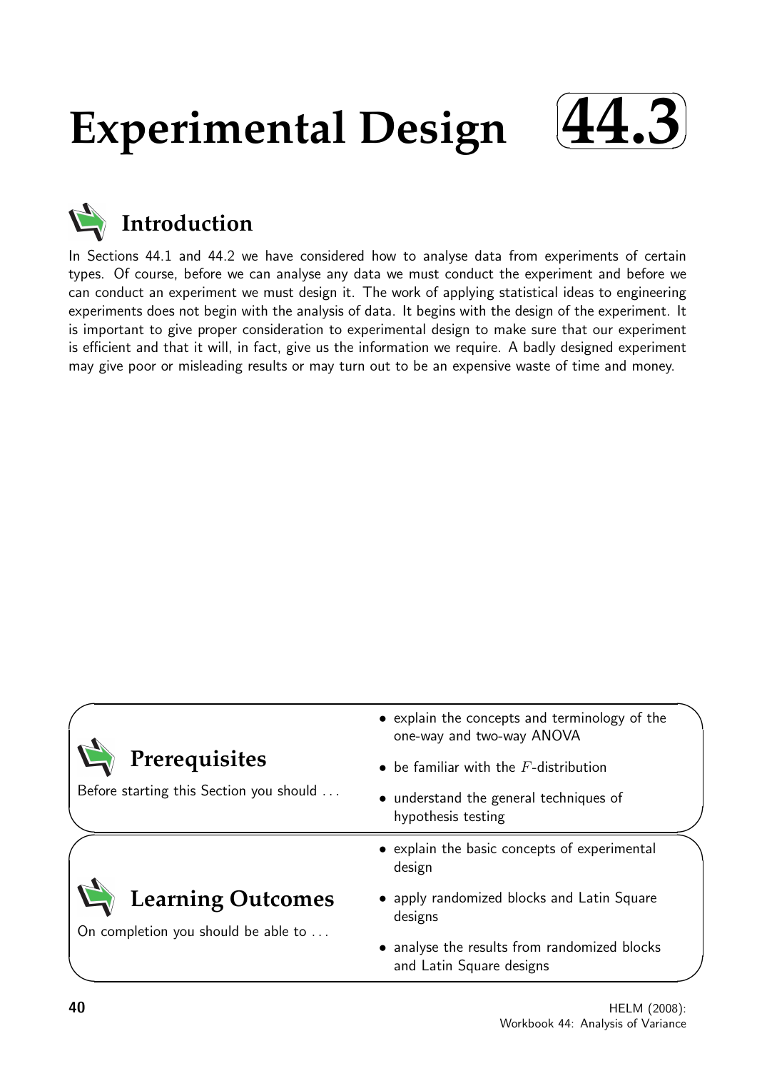# Experimental Design 44.3

## Introduction

In Sections 44.1 and 44.2 we have considered how to analyse data from experiments of certain types. Of course, before we can analyse any data we must conduct the experiment and before we can conduct an experiment we must design it. The work of applying statistical ideas to engineering experiments does not begin with the analysis of data. It begins with the design of the experiment. It is important to give proper consideration to experimental design to make sure that our experiment is efficient and that it will, in fact, give us the information we require. A badly designed experiment may give poor or misleading results or may turn out to be an expensive waste of time and money.

## Prerequisites

Before starting this Section you should ...

- explain the concepts and terminology of the one-way and two-way ANOVA
- be familiar with the $F$-distribution
- understand the general techniques of hypothesis testing

## Learning Outcomes

On completion you should be able to ...

- explain the basic concepts of experimental design
- apply randomized blocks and Latin Square designs
- analyse the results from randomized blocks and Latin Square designs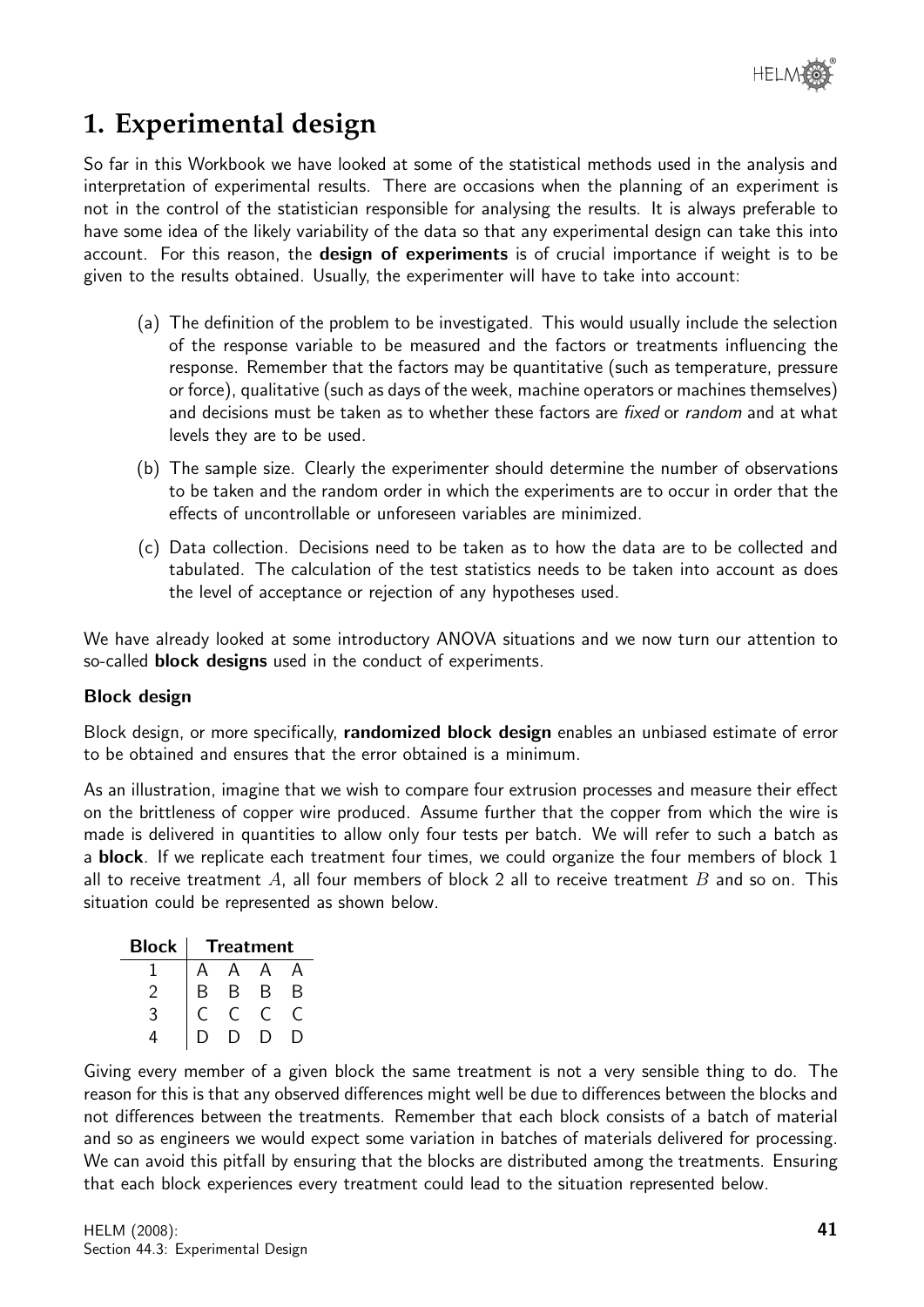# 1. Experimental design

So far in this Workbook we have looked at some of the statistical methods used in the analysis and interpretation of experimental results. There are occasions when the planning of an experiment is not in the control of the statistician responsible for analysing the results. It is always preferable to have some idea of the likely variability of the data so that any experimental design can take this into account. For this reason, the **design of experiments** is of crucial importance if weight is to be given to the results obtained. Usually, the experimenter will have to take into account:

(a) The definition of the problem to be investigated. This would usually include the selection of the response variable to be measured and the factors or treatments influencing the response. Remember that the factors may be quantitative (such as temperature, pressure or force), qualitative (such as days of the week, machine operators or machines themselves) and decisions must be taken as to whether these factors are *fixed* or *random* and at what levels they are to be used.

(b) The sample size. Clearly the experimenter should determine the number of observations to be taken and the random order in which the experiments are to occur in order that the effects of uncontrollable or unforeseen variables are minimized.

(c) Data collection. Decisions need to be taken as to how the data are to be collected and tabulated. The calculation of the test statistics needs to be taken into account as does the level of acceptance or rejection of any hypotheses used.

We have already looked at some introductory ANOVA situations and we now turn our attention to so-called **block designs** used in the conduct of experiments.

### Block design

Block design, or more specifically, **randomized block design** enables an unbiased estimate of error to be obtained and ensures that the error obtained is a minimum.

As an illustration, imagine that we wish to compare four extrusion processes and measure their effect on the brittleness of copper wire produced. Assume further that the copper from which the wire is made is delivered in quantities to allow only four tests per batch. We will refer to such a batch as a **block**. If we replicate each treatment four times, we could organize the four members of block 1 all to receive treatment $A$, all four members of block 2 all to receive treatment $B$ and so on. This situation could be represented as shown below.

| Block | Treatment | | | |
|---|---|---|---|---|
| 1 | A | A | A | A |
| 2 | B | B | B | B |
| 3 | C | C | C | C |
| 4 | D | D | D | D |

Giving every member of a given block the same treatment is not a very sensible thing to do. The reason for this is that any observed differences might well be due to differences between the blocks and not differences between the treatments. Remember that each block consists of a batch of material and so as engineers we would expect some variation in batches of materials delivered for processing. We can avoid this pitfall by ensuring that the blocks are distributed among the treatments. Ensuring that each block experiences every treatment could lead to the situation represented below.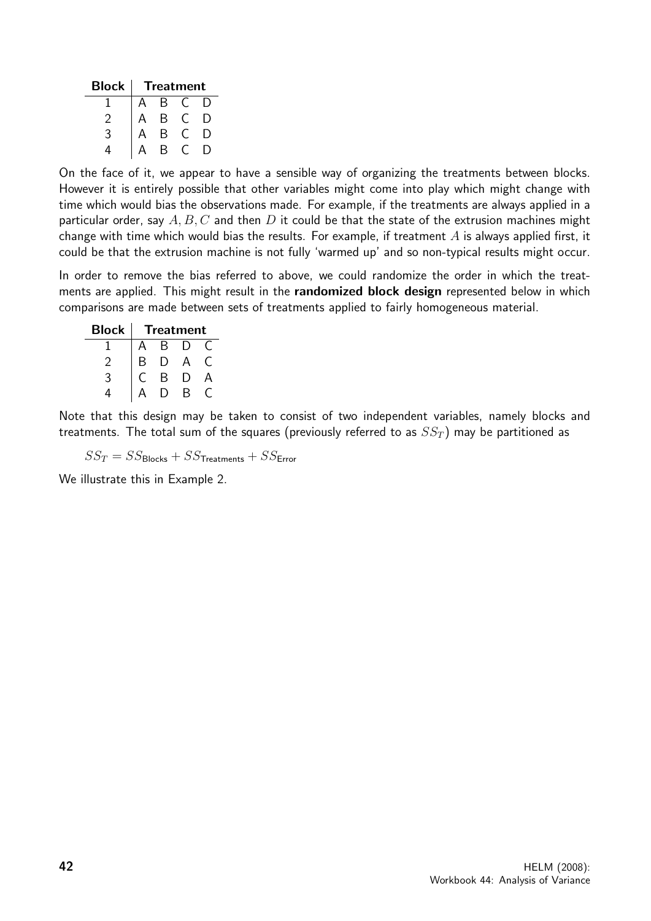| Block | Treatment | | | |
|---|---|---|---|---|
| 1 | A | B | C | D |
| 2 | A | B | C | D |
| 3 | A | B | C | D |
| 4 | A | B | C | D |

On the face of it, we appear to have a sensible way of organizing the treatments between blocks. However it is entirely possible that other variables might come into play which might change with time which would bias the observations made. For example, if the treatments are always applied in a particular order, say $A, B, C$ and then $D$ it could be that the state of the extrusion machines might change with time which would bias the results. For example, if treatment $A$ is always applied first, it could be that the extrusion machine is not fully 'warmed up' and so non-typical results might occur.

In order to remove the bias referred to above, we could randomize the order in which the treatments are applied. This might result in the **randomized block design** represented below in which comparisons are made between sets of treatments applied to fairly homogeneous material.

| Block | Treatment | | | |
|---|---|---|---|---|
| 1 | A | B | D | C |
| 2 | B | D | A | C |
| 3 | C | B | D | A |
| 4 | A | D | B | C |

Note that this design may be taken to consist of two independent variables, namely blocks and treatments. The total sum of the squares (previously referred to as $SS_T$) may be partitioned as

$$SS_T = SS_{\text{Blocks}} + SS_{\text{Treatments}} + SS_{\text{Error}}$$

We illustrate this in Example 2.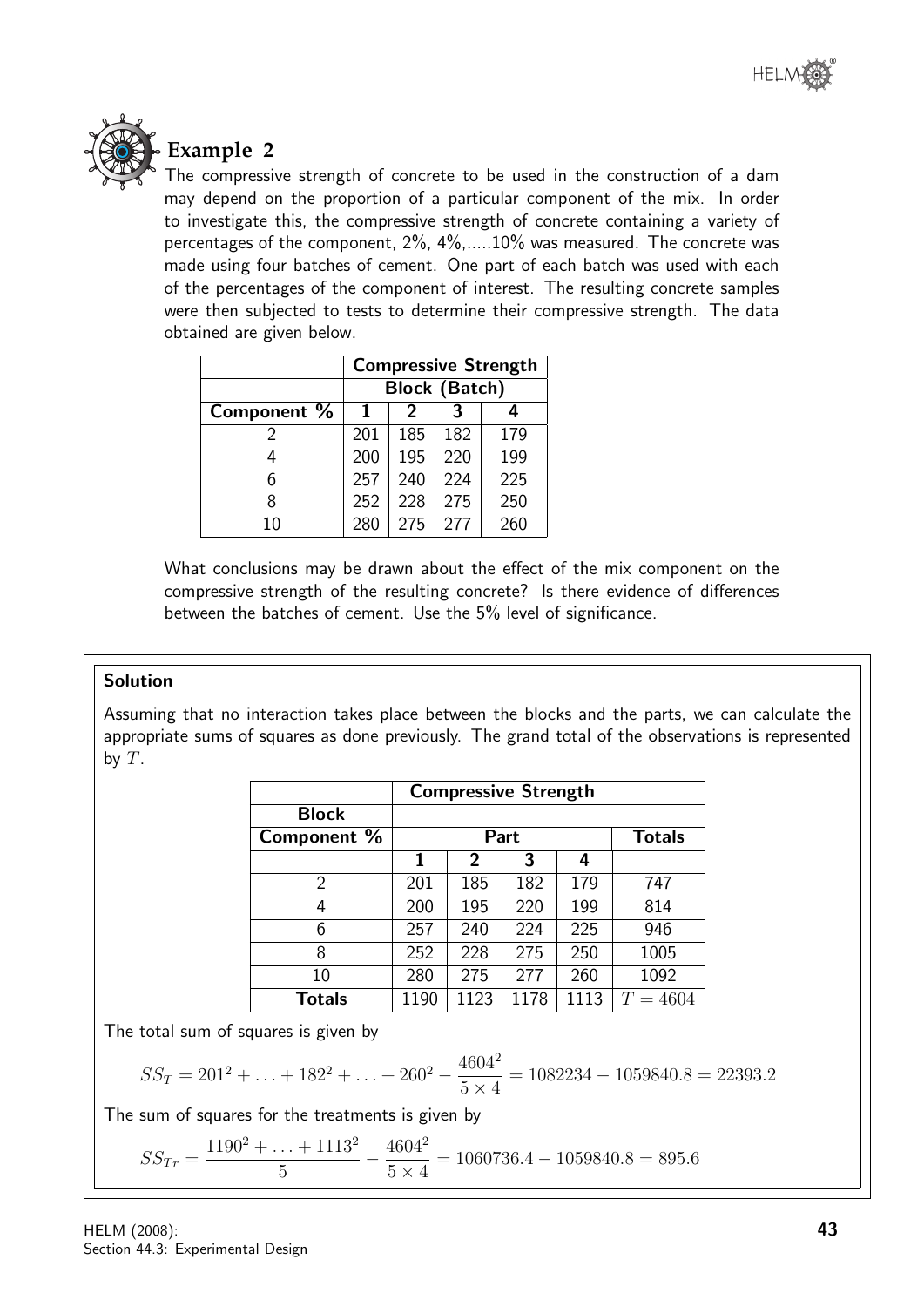## Example 2

The compressive strength of concrete to be used in the construction of a dam may depend on the proportion of a particular component of the mix. In order to investigate this, the compressive strength of concrete containing a variety of percentages of the component, 2%, 4%,.....10% was measured. The concrete was made using four batches of cement. One part of each batch was used with each of the percentages of the component of interest. The resulting concrete samples were then subjected to tests to determine their compressive strength. The data obtained are given below.

| | **Compressive Strength** | | | |
|---|---|---|---|---|
| | **Block (Batch)** | | | |
| **Component %** | **1** | **2** | **3** | **4** |
| 2 | 201 | 185 | 182 | 179 |
| 4 | 200 | 195 | 220 | 199 |
| 6 | 257 | 240 | 224 | 225 |
| 8 | 252 | 228 | 275 | 250 |
| 10 | 280 | 275 | 277 | 260 |

What conclusions may be drawn about the effect of the mix component on the compressive strength of the resulting concrete? Is there evidence of differences between the batches of cement. Use the 5% level of significance.

**Solution**

Assuming that no interaction takes place between the blocks and the parts, we can calculate the appropriate sums of squares as done previously. The grand total of the observations is represented by $T$.

| | **Compressive Strength** | | | | |
|---|---|---|---|---|---|
| **Block** | | | | | |
| **Component %** | **Part** | | | | **Totals** |
| | **1** | **2** | **3** | **4** | |
| 2 | 201 | 185 | 182 | 179 | 747 |
| 4 | 200 | 195 | 220 | 199 | 814 |
| 6 | 257 | 240 | 224 | 225 | 946 |
| 8 | 252 | 228 | 275 | 250 | 1005 |
| 10 | 280 | 275 | 277 | 260 | 1092 |
| **Totals** | 1190 | 1123 | 1178 | 1113 | $T = 4604$ |

The total sum of squares is given by

$$SS_T = 201^2 + \ldots + 182^2 + \ldots + 260^2 - \frac{4604^2}{5 \times 4} = 1082234 - 1059840.8 = 22393.2$$

The sum of squares for the treatments is given by

$$SS_{Tr} = \frac{1190^2 + \ldots + 1113^2}{5} - \frac{4604^2}{5 \times 4} = 1060736.4 - 1059840.8 = 895.6$$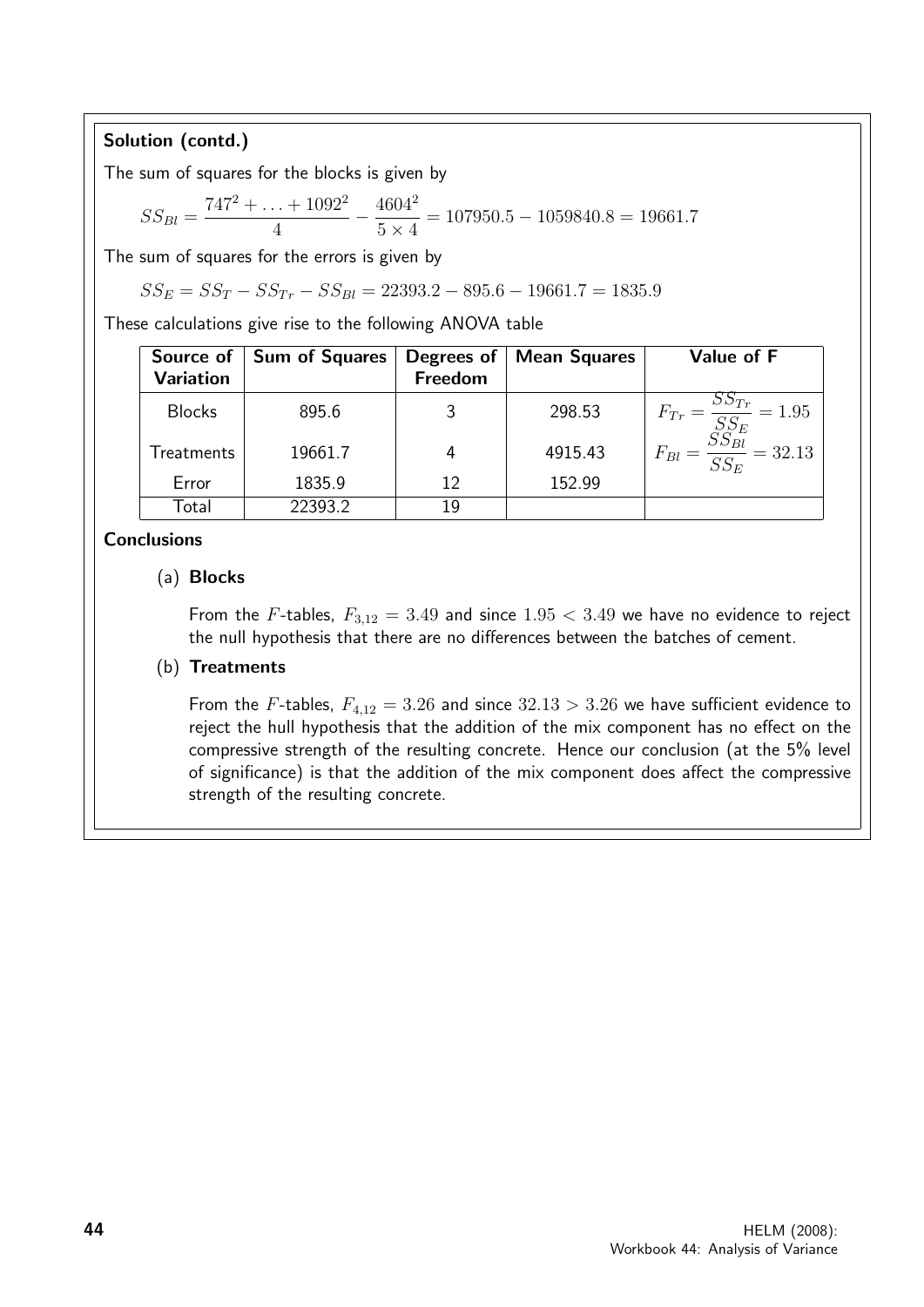**Solution (contd.)**

The sum of squares for the blocks is given by

$$SS_{Bl} = \frac{747^2 + \ldots + 1092^2}{4} - \frac{4604^2}{5 \times 4} = 107950.5 - 1059840.8 = 19661.7$$

The sum of squares for the errors is given by

$$SS_E = SS_T - SS_{Tr} - SS_{Bl} = 22393.2 - 895.6 - 19661.7 = 1835.9$$

These calculations give rise to the following ANOVA table

| Source of Variation | Sum of Squares | Degrees of Freedom | Mean Squares | Value of F |
|---|---|---|---|---|
| Blocks | 895.6 | 3 | 298.53 | $F_{Tr} = \dfrac{SS_{Tr}}{SS_E} = 1.95$ |
| Treatments | 19661.7 | 4 | 4915.43 | $F_{Bl} = \dfrac{SS_{Bl}}{SS_E} = 32.13$ |
| Error | 1835.9 | 12 | 152.99 | |
| Total | 22393.2 | 19 | | |

**Conclusions**

(a) **Blocks**

From the $F$-tables, $F_{3,12} = 3.49$ and since $1.95 < 3.49$ we have no evidence to reject the null hypothesis that there are no differences between the batches of cement.

(b) **Treatments**

From the $F$-tables, $F_{4,12} = 3.26$ and since $32.13 > 3.26$ we have sufficient evidence to reject the hull hypothesis that the addition of the mix component has no effect on the compressive strength of the resulting concrete. Hence our conclusion (at the 5% level of significance) is that the addition of the mix component does affect the compressive strength of the resulting concrete.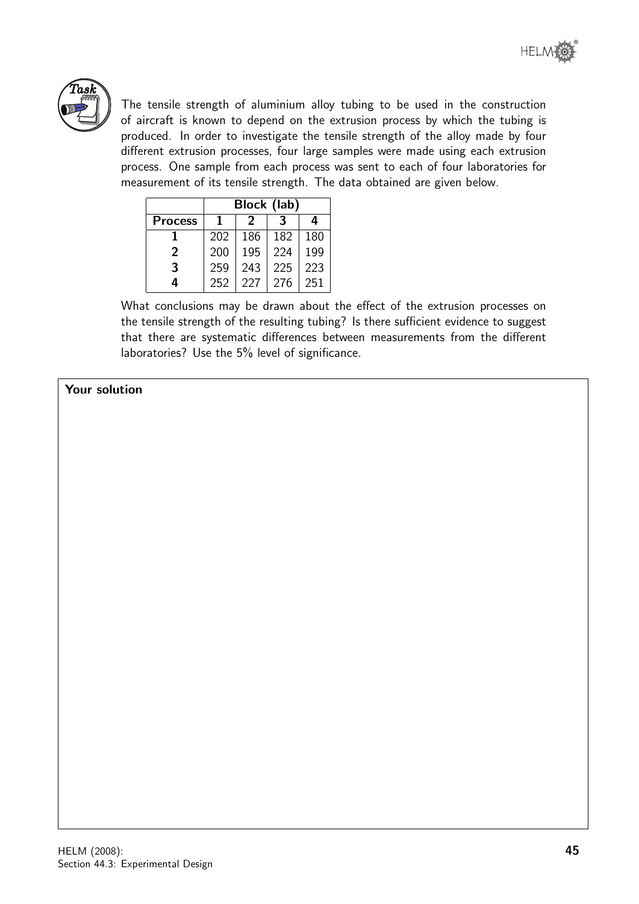**Task**

The tensile strength of aluminium alloy tubing to be used in the construction of aircraft is known to depend on the extrusion process by which the tubing is produced. In order to investigate the tensile strength of the alloy made by four different extrusion processes, four large samples were made using each extrusion process. One sample from each process was sent to each of four laboratories for measurement of its tensile strength. The data obtained are given below.

| | **Block (lab)** | | | |
|---|---|---|---|---|
| **Process** | **1** | **2** | **3** | **4** |
| **1** | 202 | 186 | 182 | 180 |
| **2** | 200 | 195 | 224 | 199 |
| **3** | 259 | 243 | 225 | 223 |
| **4** | 252 | 227 | 276 | 251 |

What conclusions may be drawn about the effect of the extrusion processes on the tensile strength of the resulting tubing? Is there sufficient evidence to suggest that there are systematic differences between measurements from the different laboratories? Use the 5% level of significance.

**Your solution**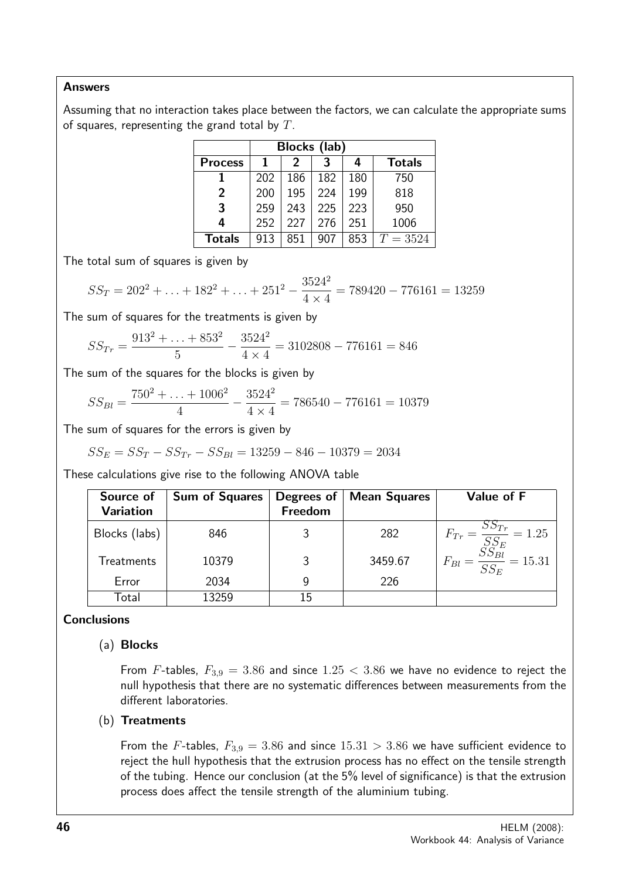**Answers**

Assuming that no interaction takes place between the factors, we can calculate the appropriate sums of squares, representing the grand total by $T$.

| | **Blocks (lab)** | | | | |
|---|---|---|---|---|---|
| **Process** | **1** | **2** | **3** | **4** | **Totals** |
| **1** | 202 | 186 | 182 | 180 | 750 |
| **2** | 200 | 195 | 224 | 199 | 818 |
| **3** | 259 | 243 | 225 | 223 | 950 |
| **4** | 252 | 227 | 276 | 251 | 1006 |
| **Totals** | 913 | 851 | 907 | 853 | $T = 3524$ |

The total sum of squares is given by

$$SS_T = 202^2 + \ldots + 182^2 + \ldots + 251^2 - \frac{3524^2}{4 \times 4} = 789420 - 776161 = 13259$$

The sum of squares for the treatments is given by

$$SS_{Tr} = \frac{913^2 + \ldots + 853^2}{5} - \frac{3524^2}{4 \times 4} = 3102808 - 776161 = 846$$

The sum of the squares for the blocks is given by

$$SS_{Bl} = \frac{750^2 + \ldots + 1006^2}{4} - \frac{3524^2}{4 \times 4} = 786540 - 776161 = 10379$$

The sum of squares for the errors is given by

$$SS_E = SS_T - SS_{Tr} - SS_{Bl} = 13259 - 846 - 10379 = 2034$$

These calculations give rise to the following ANOVA table

| **Source of Variation** | **Sum of Squares** | **Degrees of Freedom** | **Mean Squares** | **Value of F** |
|---|---|---|---|---|
| Blocks (labs) | 846 | 3 | 282 | $F_{Tr} = \dfrac{SS_{Tr}}{SS_E} = 1.25$ |
| Treatments | 10379 | 3 | 3459.67 | $F_{Bl} = \dfrac{SS_{Bl}}{SS_E} = 15.31$ |
| Error | 2034 | 9 | 226 | |
| Total | 13259 | 15 | | |

**Conclusions**

(a) **Blocks**

From $F$-tables, $F_{3,9} = 3.86$ and since $1.25 < 3.86$ we have no evidence to reject the null hypothesis that there are no systematic differences between measurements from the different laboratories.

(b) **Treatments**

From the $F$-tables, $F_{3,9} = 3.86$ and since $15.31 > 3.86$ we have sufficient evidence to reject the hull hypothesis that the extrusion process has no effect on the tensile strength of the tubing. Hence our conclusion (at the 5% level of significance) is that the extrusion process does affect the tensile strength of the aluminium tubing.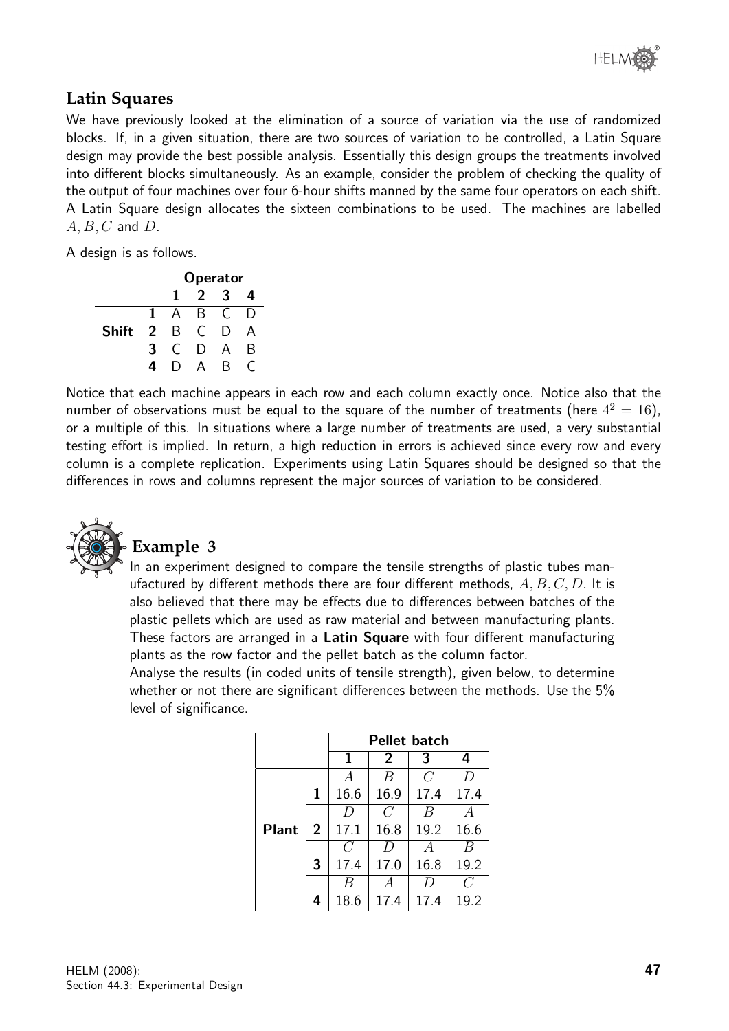## Latin Squares

We have previously looked at the elimination of a source of variation via the use of randomized blocks. If, in a given situation, there are two sources of variation to be controlled, a Latin Square design may provide the best possible analysis. Essentially this design groups the treatments involved into different blocks simultaneously. As an example, consider the problem of checking the quality of the output of four machines over four 6-hour shifts manned by the same four operators on each shift. A Latin Square design allocates the sixteen combinations to be used. The machines are labelled $A, B, C$ and $D$.

A design is as follows.

| | | **Operator** | | | |
|---|---|---|---|---|---|
| | | **1** | **2** | **3** | **4** |
| | **1** | A | B | C | D |
| **Shift** | **2** | B | C | D | A |
| | **3** | C | D | A | B |
| | **4** | D | A | B | C |

Notice that each machine appears in each row and each column exactly once. Notice also that the number of observations must be equal to the square of the number of treatments (here $4^2 = 16$), or a multiple of this. In situations where a large number of treatments are used, a very substantial testing effort is implied. In return, a high reduction in errors is achieved since every row and every column is a complete replication. Experiments using Latin Squares should be designed so that the differences in rows and columns represent the major sources of variation to be considered.

## Example 3

In an experiment designed to compare the tensile strengths of plastic tubes manufactured by different methods there are four different methods, $A, B, C, D$. It is also believed that there may be effects due to differences between batches of the plastic pellets which are used as raw material and between manufacturing plants. These factors are arranged in a **Latin Square** with four different manufacturing plants as the row factor and the pellet batch as the column factor.

Analyse the results (in coded units of tensile strength), given below, to determine whether or not there are significant differences between the methods. Use the 5% level of significance.

| | | **Pellet batch** | | | |
|---|---|---|---|---|---|
| | | **1** | **2** | **3** | **4** |
| | **1** | $A$ 16.6 | $B$ 16.9 | $C$ 17.4 | $D$ 17.4 |
| **Plant** | **2** | $D$ 17.1 | $C$ 16.8 | $B$ 19.2 | $A$ 16.6 |
| | **3** | $C$ 17.4 | $D$ 17.0 | $A$ 16.8 | $B$ 19.2 |
| | **4** | $B$ 18.6 | $A$ 17.4 | $D$ 17.4 | $C$ 19.2 |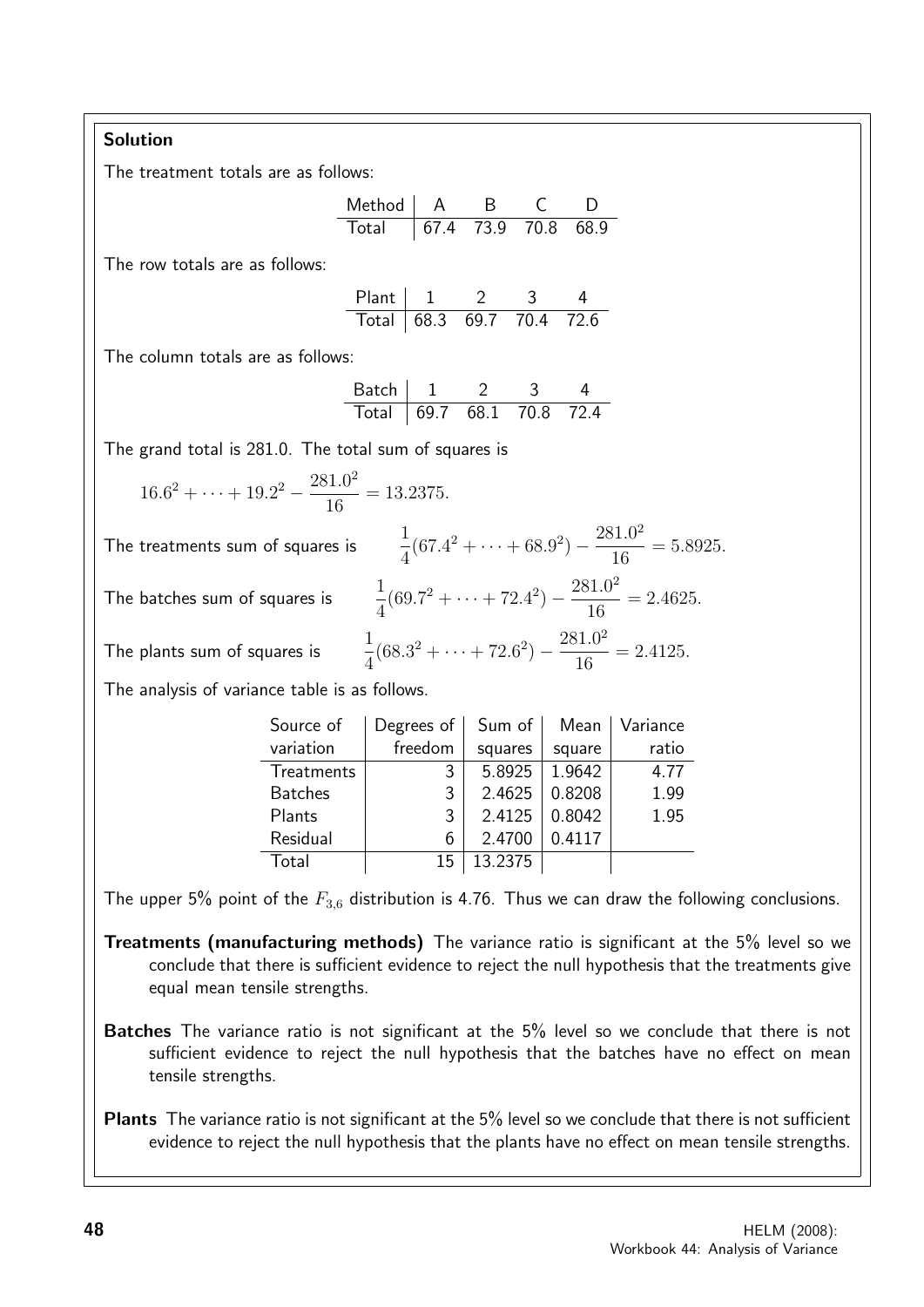**Solution**

The treatment totals are as follows:

| Method | A | B | C | D |
|---|---|---|---|---|
| Total | 67.4 | 73.9 | 70.8 | 68.9 |

The row totals are as follows:

| Plant | 1 | 2 | 3 | 4 |
|---|---|---|---|---|
| Total | 68.3 | 69.7 | 70.4 | 72.6 |

The column totals are as follows:

| Batch | 1 | 2 | 3 | 4 |
|---|---|---|---|---|
| Total | 69.7 | 68.1 | 70.8 | 72.4 |

The grand total is 281.0. The total sum of squares is

$$16.6^2 + \cdots + 19.2^2 - \frac{281.0^2}{16} = 13.2375.$$

The treatments sum of squares is $\quad \dfrac{1}{4}(67.4^2 + \cdots + 68.9^2) - \dfrac{281.0^2}{16} = 5.8925.$

The batches sum of squares is $\quad \dfrac{1}{4}(69.7^2 + \cdots + 72.4^2) - \dfrac{281.0^2}{16} = 2.4625.$

The plants sum of squares is $\quad \dfrac{1}{4}(68.3^2 + \cdots + 72.6^2) - \dfrac{281.0^2}{16} = 2.4125.$

The analysis of variance table is as follows.

| Source of variation | Degrees of freedom | Sum of squares | Mean square | Variance ratio |
|---|---|---|---|---|
| Treatments | 3 | 5.8925 | 1.9642 | 4.77 |
| Batches | 3 | 2.4625 | 0.8208 | 1.99 |
| Plants | 3 | 2.4125 | 0.8042 | 1.95 |
| Residual | 6 | 2.4700 | 0.4117 | |
| Total | 15 | 13.2375 | | |

The upper 5% point of the $F_{3,6}$ distribution is 4.76. Thus we can draw the following conclusions.

**Treatments (manufacturing methods)** The variance ratio is significant at the 5% level so we conclude that there is sufficient evidence to reject the null hypothesis that the treatments give equal mean tensile strengths.

**Batches** The variance ratio is not significant at the 5% level so we conclude that there is not sufficient evidence to reject the null hypothesis that the batches have no effect on mean tensile strengths.

**Plants** The variance ratio is not significant at the 5% level so we conclude that there is not sufficient evidence to reject the null hypothesis that the plants have no effect on mean tensile strengths.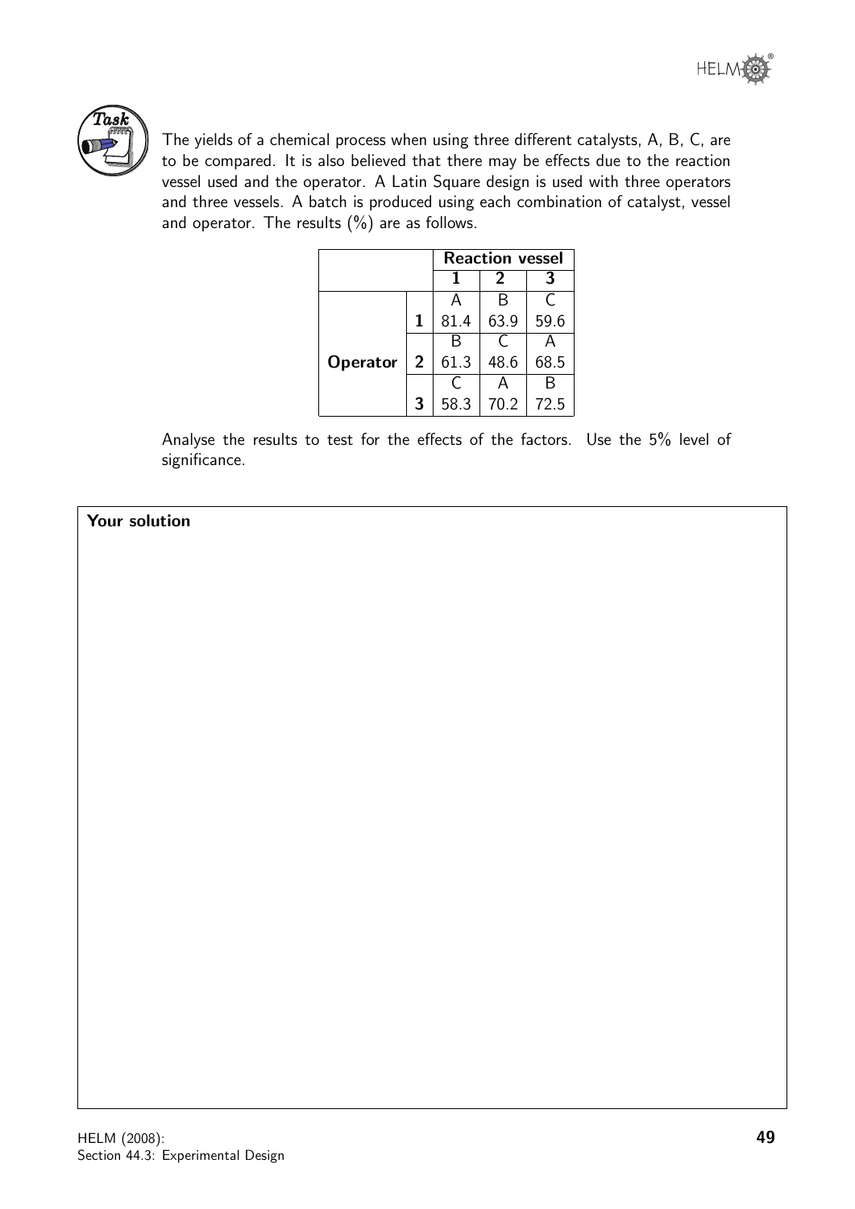**Task**

The yields of a chemical process when using three different catalysts, A, B, C, are to be compared. It is also believed that there may be effects due to the reaction vessel used and the operator. A Latin Square design is used with three operators and three vessels. A batch is produced using each combination of catalyst, vessel and operator. The results (%) are as follows.

| | | **Reaction vessel** | | |
|---|---|---|---|---|
| | | **1** | **2** | **3** |
| **Operator** | **1** | A 81.4 | B 63.9 | C 59.6 |
| | **2** | B 61.3 | C 48.6 | A 68.5 |
| | **3** | C 58.3 | A 70.2 | B 72.5 |

Analyse the results to test for the effects of the factors. Use the 5% level of significance.

**Your solution**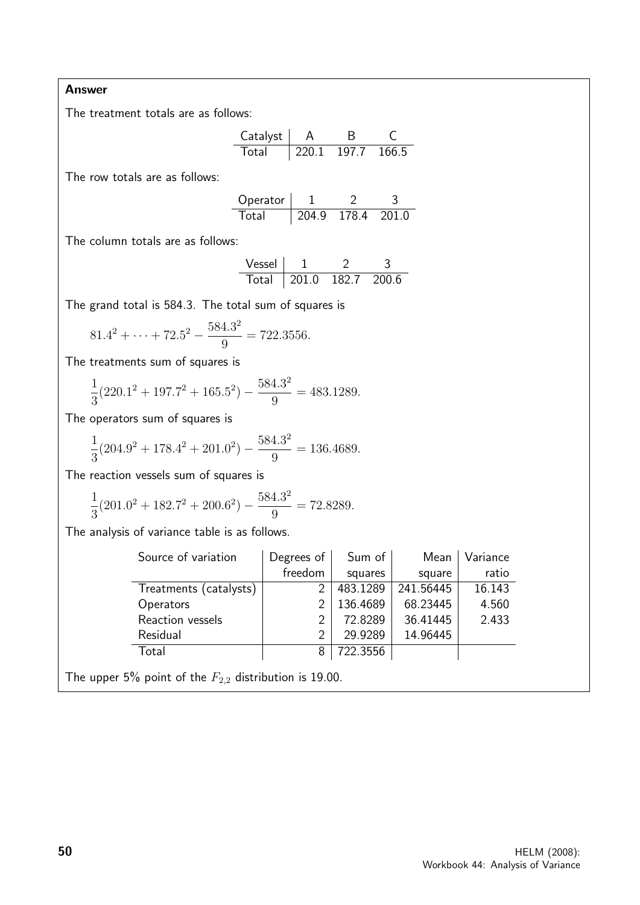**Answer**

The treatment totals are as follows:

| Catalyst | A | B | C |
|---|---|---|---|
| Total | 220.1 | 197.7 | 166.5 |

The row totals are as follows:

| Operator | 1 | 2 | 3 |
|---|---|---|---|
| Total | 204.9 | 178.4 | 201.0 |

The column totals are as follows:

| Vessel | 1 | 2 | 3 |
|---|---|---|---|
| Total | 201.0 | 182.7 | 200.6 |

The grand total is 584.3. The total sum of squares is

$$81.4^2 + \cdots + 72.5^2 - \frac{584.3^2}{9} = 722.3556.$$

The treatments sum of squares is

$$\frac{1}{3}(220.1^2 + 197.7^2 + 165.5^2) - \frac{584.3^2}{9} = 483.1289.$$

The operators sum of squares is

$$\frac{1}{3}(204.9^2 + 178.4^2 + 201.0^2) - \frac{584.3^2}{9} = 136.4689.$$

The reaction vessels sum of squares is

$$\frac{1}{3}(201.0^2 + 182.7^2 + 200.6^2) - \frac{584.3^2}{9} = 72.8289.$$

The analysis of variance table is as follows.

| Source of variation | Degrees of freedom | Sum of squares | Mean square | Variance ratio |
|---|---|---|---|---|
| Treatments (catalysts) | 2 | 483.1289 | 241.56445 | 16.143 |
| Operators | 2 | 136.4689 | 68.23445 | 4.560 |
| Reaction vessels | 2 | 72.8289 | 36.41445 | 2.433 |
| Residual | 2 | 29.9289 | 14.96445 | |
| Total | 8 | 722.3556 | | |

The upper 5% point of the $F_{2,2}$ distribution is 19.00.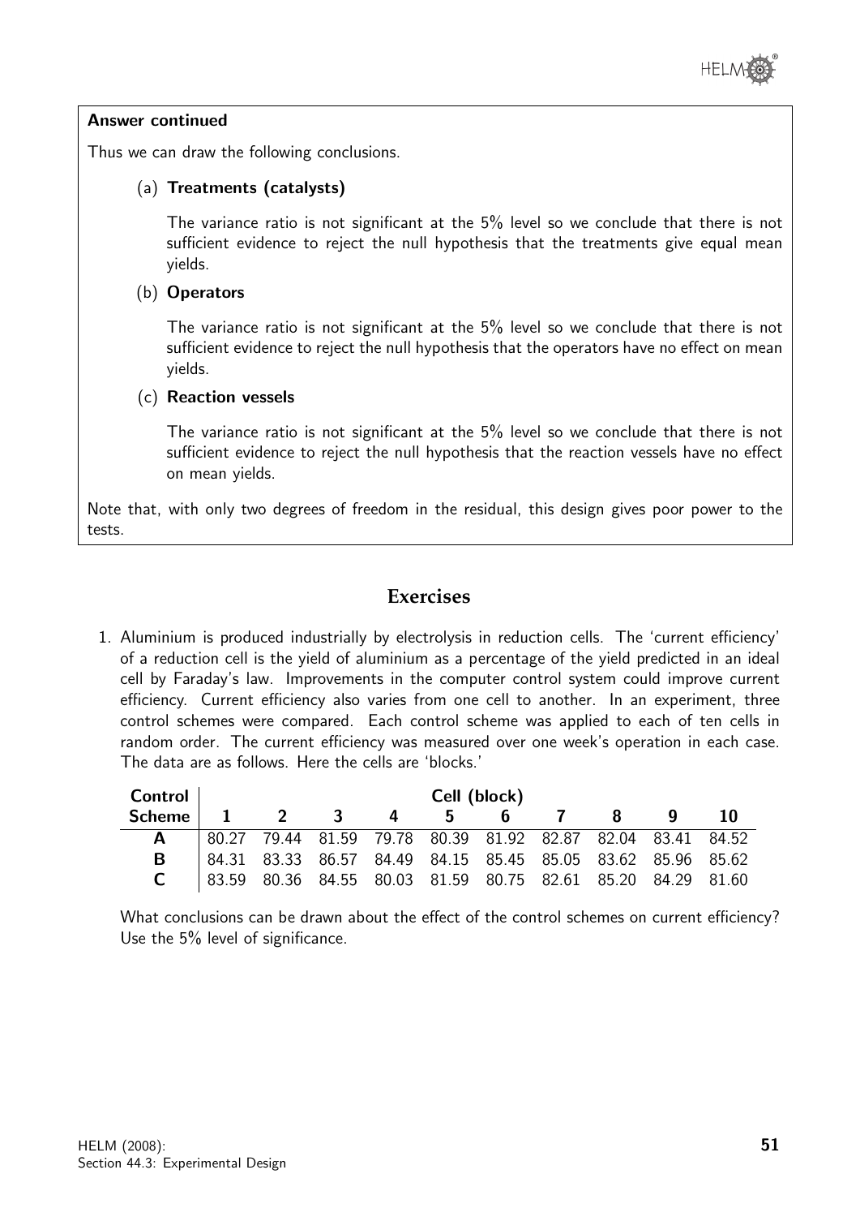**Answer continued**

Thus we can draw the following conclusions.

(a) **Treatments (catalysts)**

The variance ratio is not significant at the 5% level so we conclude that there is not sufficient evidence to reject the null hypothesis that the treatments give equal mean yields.

(b) **Operators**

The variance ratio is not significant at the 5% level so we conclude that there is not sufficient evidence to reject the null hypothesis that the operators have no effect on mean yields.

(c) **Reaction vessels**

The variance ratio is not significant at the 5% level so we conclude that there is not sufficient evidence to reject the null hypothesis that the reaction vessels have no effect on mean yields.

Note that, with only two degrees of freedom in the residual, this design gives poor power to the tests.

## Exercises

1. Aluminium is produced industrially by electrolysis in reduction cells. The 'current efficiency' of a reduction cell is the yield of aluminium as a percentage of the yield predicted in an ideal cell by Faraday's law. Improvements in the computer control system could improve current efficiency. Current efficiency also varies from one cell to another. In an experiment, three control schemes were compared. Each control scheme was applied to each of ten cells in random order. The current efficiency was measured over one week's operation in each case. The data are as follows. Here the cells are 'blocks.'

| **Control** | **Cell (block)** | | | | | | | | | |
|---|---|---|---|---|---|---|---|---|---|---|
| **Scheme** | **1** | **2** | **3** | **4** | **5** | **6** | **7** | **8** | **9** | **10** |
| **A** | 80.27 | 79.44 | 81.59 | 79.78 | 80.39 | 81.92 | 82.87 | 82.04 | 83.41 | 84.52 |
| **B** | 84.31 | 83.33 | 86.57 | 84.49 | 84.15 | 85.45 | 85.05 | 83.62 | 85.96 | 85.62 |
| **C** | 83.59 | 80.36 | 84.55 | 80.03 | 81.59 | 80.75 | 82.61 | 85.20 | 84.29 | 81.60 |

What conclusions can be drawn about the effect of the control schemes on current efficiency? Use the 5% level of significance.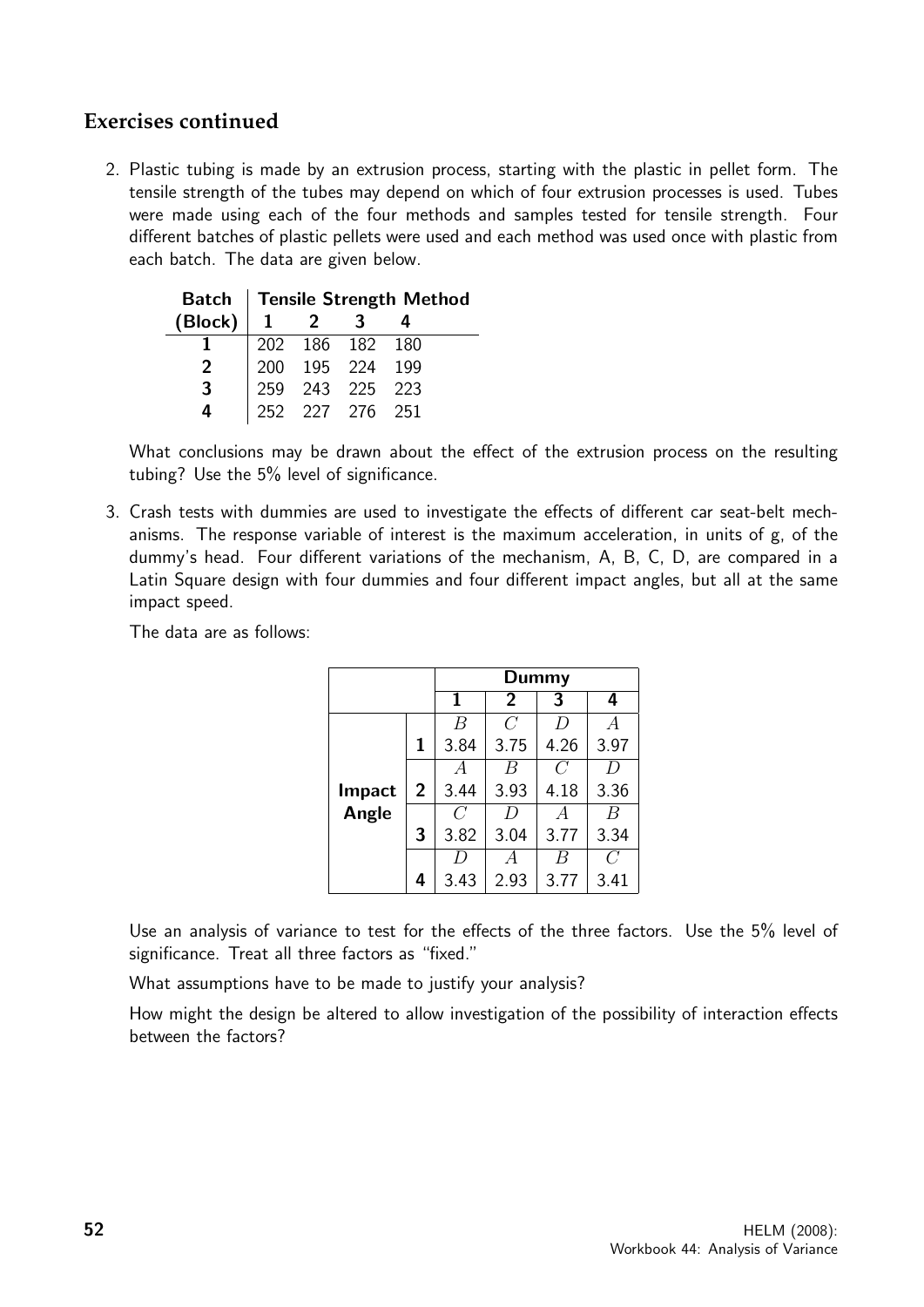## Exercises continued

2. Plastic tubing is made by an extrusion process, starting with the plastic in pellet form. The tensile strength of the tubes may depend on which of four extrusion processes is used. Tubes were made using each of the four methods and samples tested for tensile strength. Four different batches of plastic pellets were used and each method was used once with plastic from each batch. The data are given below.

| Batch | Tensile Strength Method | | | |
|---|---|---|---|---|
| (Block) | 1 | 2 | 3 | 4 |
| 1 | 202 | 186 | 182 | 180 |
| 2 | 200 | 195 | 224 | 199 |
| 3 | 259 | 243 | 225 | 223 |
| 4 | 252 | 227 | 276 | 251 |

What conclusions may be drawn about the effect of the extrusion process on the resulting tubing? Use the 5% level of significance.

3. Crash tests with dummies are used to investigate the effects of different car seat-belt mechanisms. The response variable of interest is the maximum acceleration, in units of g, of the dummy's head. Four different variations of the mechanism, A, B, C, D, are compared in a Latin Square design with four dummies and four different impact angles, but all at the same impact speed.

The data are as follows:

| | | Dummy | | | |
|---|---|---|---|---|---|
| | | 1 | 2 | 3 | 4 |
| Impact Angle | 1 | $B$ 3.84 | $C$ 3.75 | $D$ 4.26 | $A$ 3.97 |
| | 2 | $A$ 3.44 | $B$ 3.93 | $C$ 4.18 | $D$ 3.36 |
| | 3 | $C$ 3.82 | $D$ 3.04 | $A$ 3.77 | $B$ 3.34 |
| | 4 | $D$ 3.43 | $A$ 2.93 | $B$ 3.77 | $C$ 3.41 |

Use an analysis of variance to test for the effects of the three factors. Use the 5% level of significance. Treat all three factors as "fixed."

What assumptions have to be made to justify your analysis?

How might the design be altered to allow investigation of the possibility of interaction effects between the factors?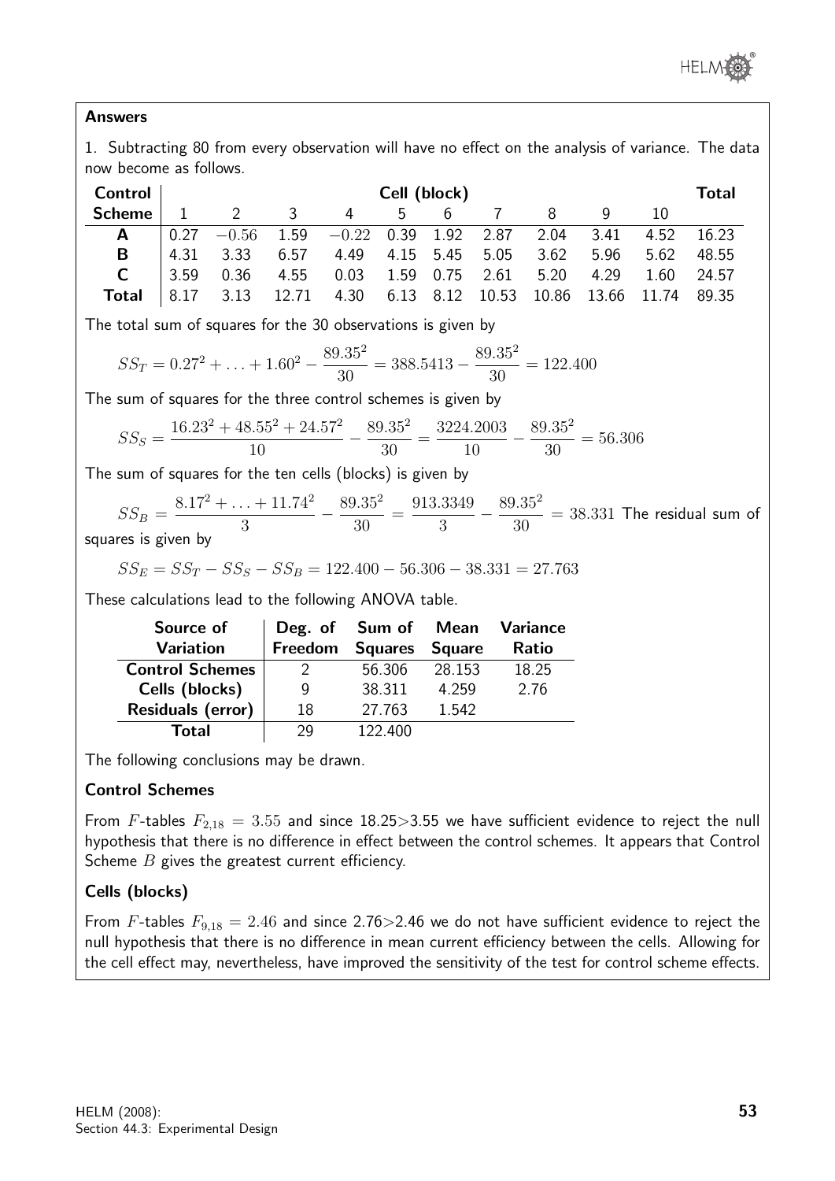**Answers**

1. Subtracting 80 from every observation will have no effect on the analysis of variance. The data now become as follows.

| Control Scheme | Cell (block) 1 | 2 | 3 | 4 | 5 | 6 | 7 | 8 | 9 | 10 | Total |
|---|---|---|---|---|---|---|---|---|---|---|---|
| **A** | 0.27 | −0.56 | 1.59 | −0.22 | 0.39 | 1.92 | 2.87 | 2.04 | 3.41 | 4.52 | 16.23 |
| **B** | 4.31 | 3.33 | 6.57 | 4.49 | 4.15 | 5.45 | 5.05 | 3.62 | 5.96 | 5.62 | 48.55 |
| **C** | 3.59 | 0.36 | 4.55 | 0.03 | 1.59 | 0.75 | 2.61 | 5.20 | 4.29 | 1.60 | 24.57 |
| **Total** | 8.17 | 3.13 | 12.71 | 4.30 | 6.13 | 8.12 | 10.53 | 10.86 | 13.66 | 11.74 | 89.35 |

The total sum of squares for the 30 observations is given by

$$SS_T = 0.27^2 + \ldots + 1.60^2 - \frac{89.35^2}{30} = 388.5413 - \frac{89.35^2}{30} = 122.400$$

The sum of squares for the three control schemes is given by

$$SS_S = \frac{16.23^2 + 48.55^2 + 24.57^2}{10} - \frac{89.35^2}{30} = \frac{3224.2003}{10} - \frac{89.35^2}{30} = 56.306$$

The sum of squares for the ten cells (blocks) is given by

$$SS_B = \frac{8.17^2 + \ldots + 11.74^2}{3} - \frac{89.35^2}{30} = \frac{913.3349}{3} - \frac{89.35^2}{30} = 38.331$$

The residual sum of squares is given by

$$SS_E = SS_T - SS_S - SS_B = 122.400 - 56.306 - 38.331 = 27.763$$

These calculations lead to the following ANOVA table.

| Source of Variation | Deg. of Freedom | Sum of Squares | Mean Square | Variance Ratio |
|---|---|---|---|---|
| **Control Schemes** | 2 | 56.306 | 28.153 | 18.25 |
| **Cells (blocks)** | 9 | 38.311 | 4.259 | 2.76 |
| **Residuals (error)** | 18 | 27.763 | 1.542 | |
| **Total** | 29 | 122.400 | | |

The following conclusions may be drawn.

**Control Schemes**

From $F$-tables $F_{2,18} = 3.55$ and since 18.25>3.55 we have sufficient evidence to reject the null hypothesis that there is no difference in effect between the control schemes. It appears that Control Scheme $B$ gives the greatest current efficiency.

**Cells (blocks)**

From $F$-tables $F_{9,18} = 2.46$ and since 2.76>2.46 we do not have sufficient evidence to reject the null hypothesis that there is no difference in mean current efficiency between the cells. Allowing for the cell effect may, nevertheless, have improved the sensitivity of the test for control scheme effects.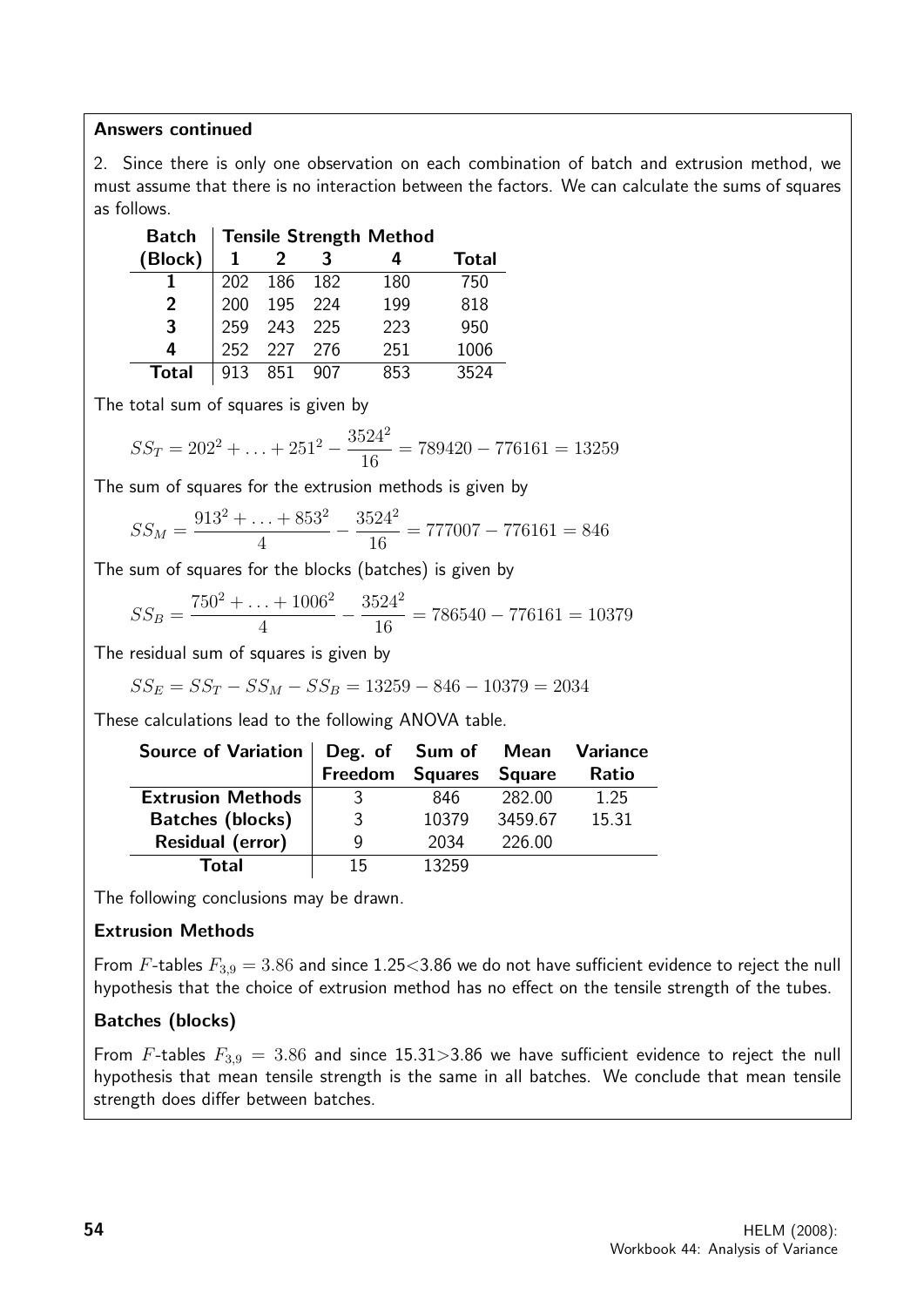**Answers continued**

2. Since there is only one observation on each combination of batch and extrusion method, we must assume that there is no interaction between the factors. We can calculate the sums of squares as follows.

| **Batch** | **Tensile Strength Method** | | | | |
|---|---|---|---|---|---|
| **(Block)** | **1** | **2** | **3** | **4** | **Total** |
| **1** | 202 | 186 | 182 | 180 | 750 |
| **2** | 200 | 195 | 224 | 199 | 818 |
| **3** | 259 | 243 | 225 | 223 | 950 |
| **4** | 252 | 227 | 276 | 251 | 1006 |
| **Total** | 913 | 851 | 907 | 853 | 3524 |

The total sum of squares is given by

$$SS_T = 202^2 + \ldots + 251^2 - \frac{3524^2}{16} = 789420 - 776161 = 13259$$

The sum of squares for the extrusion methods is given by

$$SS_M = \frac{913^2 + \ldots + 853^2}{4} - \frac{3524^2}{16} = 777007 - 776161 = 846$$

The sum of squares for the blocks (batches) is given by

$$SS_B = \frac{750^2 + \ldots + 1006^2}{4} - \frac{3524^2}{16} = 786540 - 776161 = 10379$$

The residual sum of squares is given by

$$SS_E = SS_T - SS_M - SS_B = 13259 - 846 - 10379 = 2034$$

These calculations lead to the following ANOVA table.

| **Source of Variation** | **Deg. of Freedom** | **Sum of Squares** | **Mean Square** | **Variance Ratio** |
|---|---|---|---|---|
| **Extrusion Methods** | 3 | 846 | 282.00 | 1.25 |
| **Batches (blocks)** | 3 | 10379 | 3459.67 | 15.31 |
| **Residual (error)** | 9 | 2034 | 226.00 | |
| **Total** | 15 | 13259 | | |

The following conclusions may be drawn.

**Extrusion Methods**

From $F$-tables $F_{3,9} = 3.86$ and since $1.25 < 3.86$ we do not have sufficient evidence to reject the null hypothesis that the choice of extrusion method has no effect on the tensile strength of the tubes.

**Batches (blocks)**

From $F$-tables $F_{3,9} = 3.86$ and since $15.31 > 3.86$ we have sufficient evidence to reject the null hypothesis that mean tensile strength is the same in all batches. We conclude that mean tensile strength does differ between batches.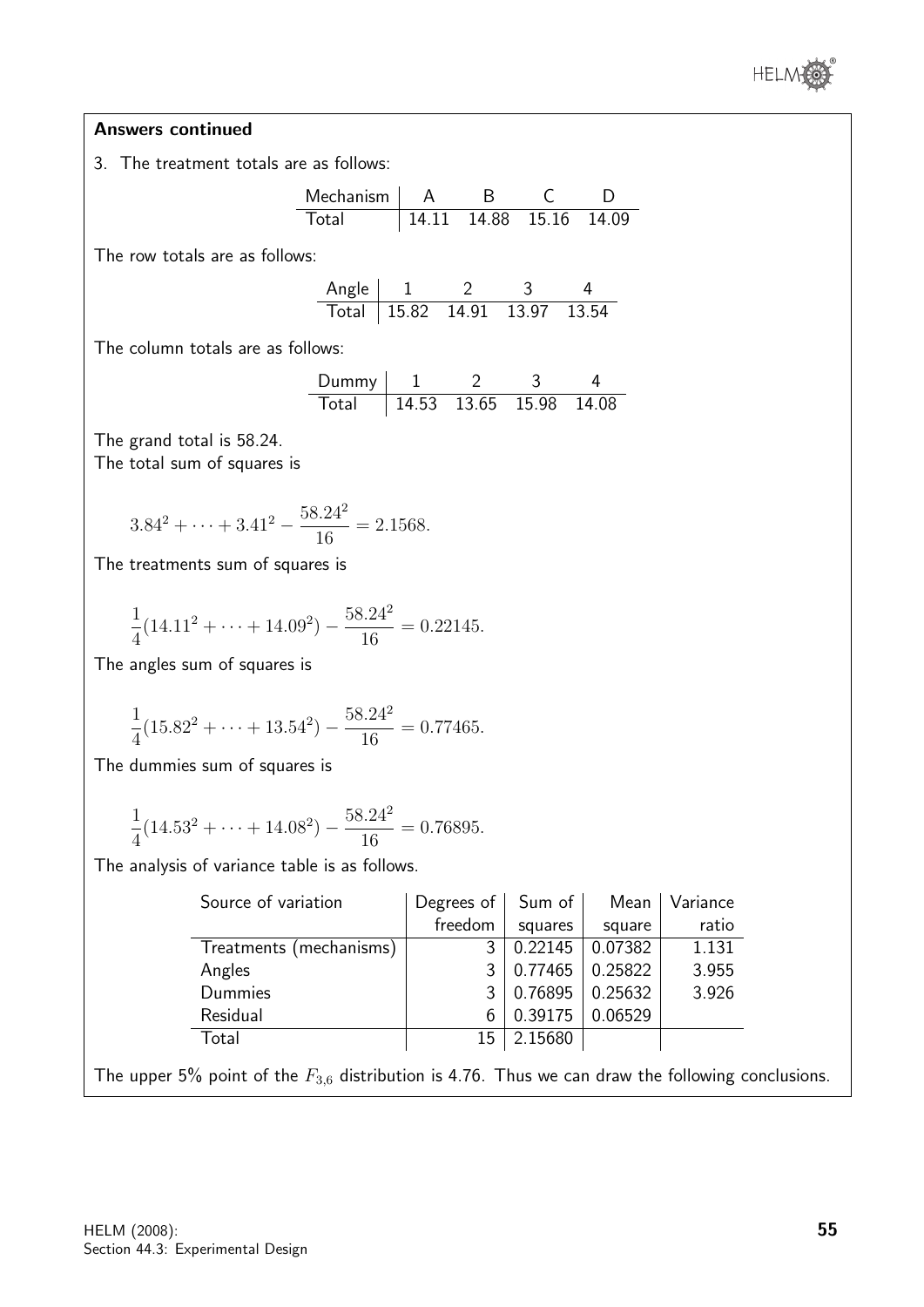**Answers continued**

3. The treatment totals are as follows:

| Mechanism | A | B | C | D |
|---|---|---|---|---|
| Total | 14.11 | 14.88 | 15.16 | 14.09 |

The row totals are as follows:

| Angle | 1 | 2 | 3 | 4 |
|---|---|---|---|---|
| Total | 15.82 | 14.91 | 13.97 | 13.54 |

The column totals are as follows:

| Dummy | 1 | 2 | 3 | 4 |
|---|---|---|---|---|
| Total | 14.53 | 13.65 | 15.98 | 14.08 |

The grand total is 58.24.
The total sum of squares is

$$3.84^2 + \cdots + 3.41^2 - \frac{58.24^2}{16} = 2.1568.$$

The treatments sum of squares is

$$\frac{1}{4}(14.11^2 + \cdots + 14.09^2) - \frac{58.24^2}{16} = 0.22145.$$

The angles sum of squares is

$$\frac{1}{4}(15.82^2 + \cdots + 13.54^2) - \frac{58.24^2}{16} = 0.77465.$$

The dummies sum of squares is

$$\frac{1}{4}(14.53^2 + \cdots + 14.08^2) - \frac{58.24^2}{16} = 0.76895.$$

The analysis of variance table is as follows.

| Source of variation | Degrees of freedom | Sum of squares | Mean square | Variance ratio |
|---|---|---|---|---|
| Treatments (mechanisms) | 3 | 0.22145 | 0.07382 | 1.131 |
| Angles | 3 | 0.77465 | 0.25822 | 3.955 |
| Dummies | 3 | 0.76895 | 0.25632 | 3.926 |
| Residual | 6 | 0.39175 | 0.06529 | |
| Total | 15 | 2.15680 | | |

The upper 5% point of the $F_{3,6}$ distribution is 4.76. Thus we can draw the following conclusions.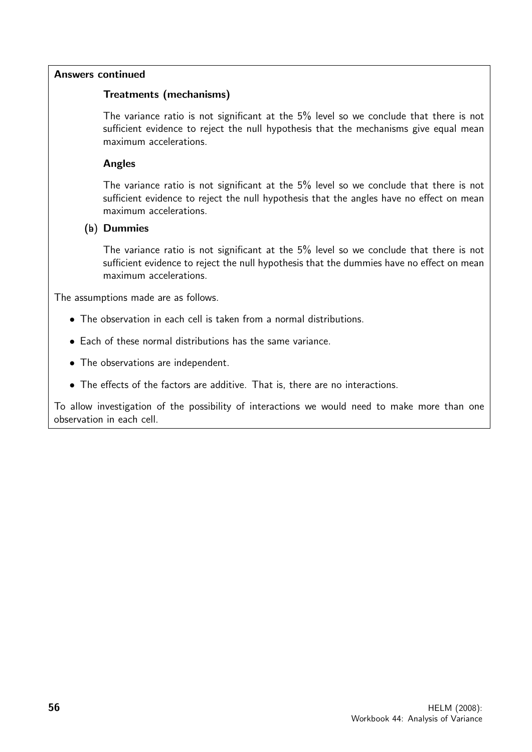**Answers continued**

**Treatments (mechanisms)**

The variance ratio is not significant at the 5% level so we conclude that there is not sufficient evidence to reject the null hypothesis that the mechanisms give equal mean maximum accelerations.

**Angles**

The variance ratio is not significant at the 5% level so we conclude that there is not sufficient evidence to reject the null hypothesis that the angles have no effect on mean maximum accelerations.

**(b) Dummies**

The variance ratio is not significant at the 5% level so we conclude that there is not sufficient evidence to reject the null hypothesis that the dummies have no effect on mean maximum accelerations.

The assumptions made are as follows.

- The observation in each cell is taken from a normal distributions.
- Each of these normal distributions has the same variance.
- The observations are independent.
- The effects of the factors are additive. That is, there are no interactions.

To allow investigation of the possibility of interactions we would need to make more than one observation in each cell.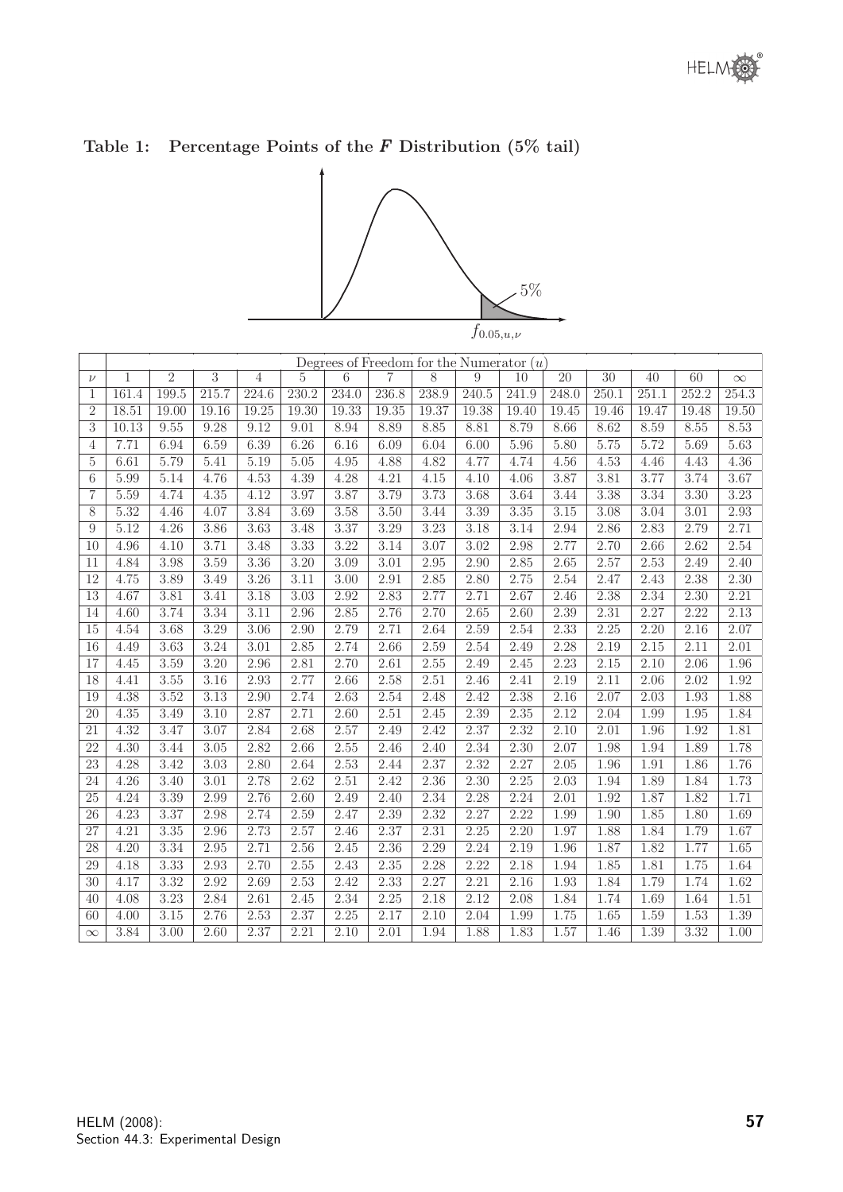# Table 1: Percentage Points of the $F$ Distribution (5% tail)

5%

$f_{0.05,u,\nu}$

| | Degrees of Freedom for the Numerator ($u$) | | | | | | | | | | | | | | |
|---|---|---|---|---|---|---|---|---|---|---|---|---|---|---|---|
| $\nu$ | 1 | 2 | 3 | 4 | 5 | 6 | 7 | 8 | 9 | 10 | 20 | 30 | 40 | 60 | $\infty$ |
| 1 | 161.4 | 199.5 | 215.7 | 224.6 | 230.2 | 234.0 | 236.8 | 238.9 | 240.5 | 241.9 | 248.0 | 250.1 | 251.1 | 252.2 | 254.3 |
| 2 | 18.51 | 19.00 | 19.16 | 19.25 | 19.30 | 19.33 | 19.35 | 19.37 | 19.38 | 19.40 | 19.45 | 19.46 | 19.47 | 19.48 | 19.50 |
| 3 | 10.13 | 9.55 | 9.28 | 9.12 | 9.01 | 8.94 | 8.89 | 8.85 | 8.81 | 8.79 | 8.66 | 8.62 | 8.59 | 8.55 | 8.53 |
| 4 | 7.71 | 6.94 | 6.59 | 6.39 | 6.26 | 6.16 | 6.09 | 6.04 | 6.00 | 5.96 | 5.80 | 5.75 | 5.72 | 5.69 | 5.63 |
| 5 | 6.61 | 5.79 | 5.41 | 5.19 | 5.05 | 4.95 | 4.88 | 4.82 | 4.77 | 4.74 | 4.56 | 4.53 | 4.46 | 4.43 | 4.36 |
| 6 | 5.99 | 5.14 | 4.76 | 4.53 | 4.39 | 4.28 | 4.21 | 4.15 | 4.10 | 4.06 | 3.87 | 3.81 | 3.77 | 3.74 | 3.67 |
| 7 | 5.59 | 4.74 | 4.35 | 4.12 | 3.97 | 3.87 | 3.79 | 3.73 | 3.68 | 3.64 | 3.44 | 3.38 | 3.34 | 3.30 | 3.23 |
| 8 | 5.32 | 4.46 | 4.07 | 3.84 | 3.69 | 3.58 | 3.50 | 3.44 | 3.39 | 3.35 | 3.15 | 3.08 | 3.04 | 3.01 | 2.93 |
| 9 | 5.12 | 4.26 | 3.86 | 3.63 | 3.48 | 3.37 | 3.29 | 3.23 | 3.18 | 3.14 | 2.94 | 2.86 | 2.83 | 2.79 | 2.71 |
| 10 | 4.96 | 4.10 | 3.71 | 3.48 | 3.33 | 3.22 | 3.14 | 3.07 | 3.02 | 2.98 | 2.77 | 2.70 | 2.66 | 2.62 | 2.54 |
| 11 | 4.84 | 3.98 | 3.59 | 3.36 | 3.20 | 3.09 | 3.01 | 2.95 | 2.90 | 2.85 | 2.65 | 2.57 | 2.53 | 2.49 | 2.40 |
| 12 | 4.75 | 3.89 | 3.49 | 3.26 | 3.11 | 3.00 | 2.91 | 2.85 | 2.80 | 2.75 | 2.54 | 2.47 | 2.43 | 2.38 | 2.30 |
| 13 | 4.67 | 3.81 | 3.41 | 3.18 | 3.03 | 2.92 | 2.83 | 2.77 | 2.71 | 2.67 | 2.46 | 2.38 | 2.34 | 2.30 | 2.21 |
| 14 | 4.60 | 3.74 | 3.34 | 3.11 | 2.96 | 2.85 | 2.76 | 2.70 | 2.65 | 2.60 | 2.39 | 2.31 | 2.27 | 2.22 | 2.13 |
| 15 | 4.54 | 3.68 | 3.29 | 3.06 | 2.90 | 2.79 | 2.71 | 2.64 | 2.59 | 2.54 | 2.33 | 2.25 | 2.20 | 2.16 | 2.07 |
| 16 | 4.49 | 3.63 | 3.24 | 3.01 | 2.85 | 2.74 | 2.66 | 2.59 | 2.54 | 2.49 | 2.28 | 2.19 | 2.15 | 2.11 | 2.01 |
| 17 | 4.45 | 3.59 | 3.20 | 2.96 | 2.81 | 2.70 | 2.61 | 2.55 | 2.49 | 2.45 | 2.23 | 2.15 | 2.10 | 2.06 | 1.96 |
| 18 | 4.41 | 3.55 | 3.16 | 2.93 | 2.77 | 2.66 | 2.58 | 2.51 | 2.46 | 2.41 | 2.19 | 2.11 | 2.06 | 2.02 | 1.92 |
| 19 | 4.38 | 3.52 | 3.13 | 2.90 | 2.74 | 2.63 | 2.54 | 2.48 | 2.42 | 2.38 | 2.16 | 2.07 | 2.03 | 1.93 | 1.88 |
| 20 | 4.35 | 3.49 | 3.10 | 2.87 | 2.71 | 2.60 | 2.51 | 2.45 | 2.39 | 2.35 | 2.12 | 2.04 | 1.99 | 1.95 | 1.84 |
| 21 | 4.32 | 3.47 | 3.07 | 2.84 | 2.68 | 2.57 | 2.49 | 2.42 | 2.37 | 2.32 | 2.10 | 2.01 | 1.96 | 1.92 | 1.81 |
| 22 | 4.30 | 3.44 | 3.05 | 2.82 | 2.66 | 2.55 | 2.46 | 2.40 | 2.34 | 2.30 | 2.07 | 1.98 | 1.94 | 1.89 | 1.78 |
| 23 | 4.28 | 3.42 | 3.03 | 2.80 | 2.64 | 2.53 | 2.44 | 2.37 | 2.32 | 2.27 | 2.05 | 1.96 | 1.91 | 1.86 | 1.76 |
| 24 | 4.26 | 3.40 | 3.01 | 2.78 | 2.62 | 2.51 | 2.42 | 2.36 | 2.30 | 2.25 | 2.03 | 1.94 | 1.89 | 1.84 | 1.73 |
| 25 | 4.24 | 3.39 | 2.99 | 2.76 | 2.60 | 2.49 | 2.40 | 2.34 | 2.28 | 2.24 | 2.01 | 1.92 | 1.87 | 1.82 | 1.71 |
| 26 | 4.23 | 3.37 | 2.98 | 2.74 | 2.59 | 2.47 | 2.39 | 2.32 | 2.27 | 2.22 | 1.99 | 1.90 | 1.85 | 1.80 | 1.69 |
| 27 | 4.21 | 3.35 | 2.96 | 2.73 | 2.57 | 2.46 | 2.37 | 2.31 | 2.25 | 2.20 | 1.97 | 1.88 | 1.84 | 1.79 | 1.67 |
| 28 | 4.20 | 3.34 | 2.95 | 2.71 | 2.56 | 2.45 | 2.36 | 2.29 | 2.24 | 2.19 | 1.96 | 1.87 | 1.82 | 1.77 | 1.65 |
| 29 | 4.18 | 3.33 | 2.93 | 2.70 | 2.55 | 2.43 | 2.35 | 2.28 | 2.22 | 2.18 | 1.94 | 1.85 | 1.81 | 1.75 | 1.64 |
| 30 | 4.17 | 3.32 | 2.92 | 2.69 | 2.53 | 2.42 | 2.33 | 2.27 | 2.21 | 2.16 | 1.93 | 1.84 | 1.79 | 1.74 | 1.62 |
| 40 | 4.08 | 3.23 | 2.84 | 2.61 | 2.45 | 2.34 | 2.25 | 2.18 | 2.12 | 2.08 | 1.84 | 1.74 | 1.69 | 1.64 | 1.51 |
| 60 | 4.00 | 3.15 | 2.76 | 2.53 | 2.37 | 2.25 | 2.17 | 2.10 | 2.04 | 1.99 | 1.75 | 1.65 | 1.59 | 1.53 | 1.39 |
| $\infty$ | 3.84 | 3.00 | 2.60 | 2.37 | 2.21 | 2.10 | 2.01 | 1.94 | 1.88 | 1.83 | 1.57 | 1.46 | 1.39 | 3.32 | 1.00 |